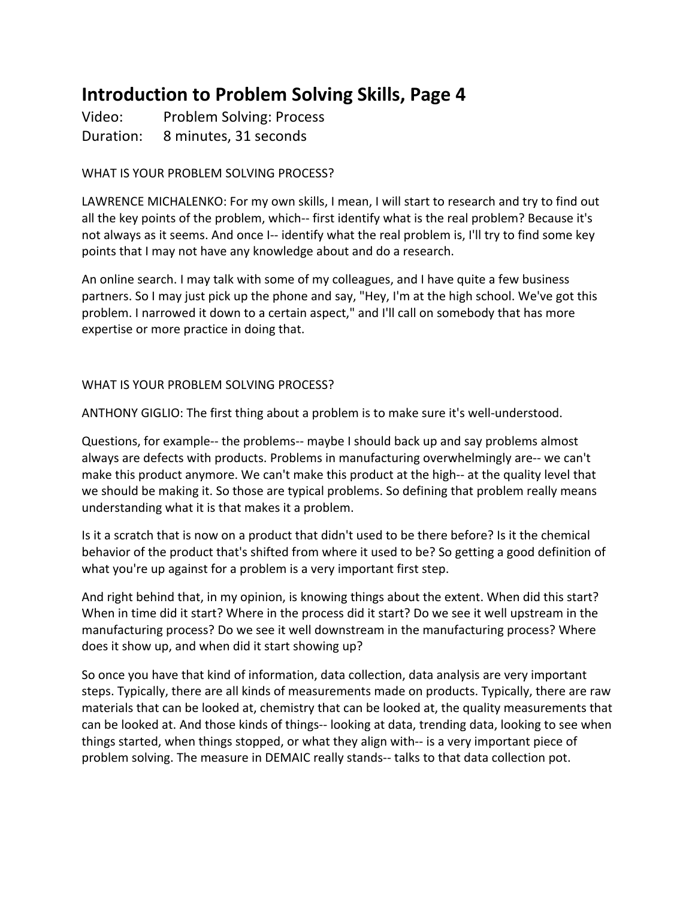# Introduction to Problem Solving Skills, Page 4

Video: Problem Solving: Process
Duration: 8 minutes, 31 seconds

WHAT IS YOUR PROBLEM SOLVING PROCESS?

LAWRENCE MICHALENKO: For my own skills, I mean, I will start to research and try to find out all the key points of the problem, which-- first identify what is the real problem? Because it's not always as it seems. And once I-- identify what the real problem is, I'll try to find some key points that I may not have any knowledge about and do a research.

An online search. I may talk with some of my colleagues, and I have quite a few business partners. So I may just pick up the phone and say, "Hey, I'm at the high school. We've got this problem. I narrowed it down to a certain aspect," and I'll call on somebody that has more expertise or more practice in doing that.

WHAT IS YOUR PROBLEM SOLVING PROCESS?

ANTHONY GIGLIO: The first thing about a problem is to make sure it's well-understood.

Questions, for example-- the problems-- maybe I should back up and say problems almost always are defects with products. Problems in manufacturing overwhelmingly are-- we can't make this product anymore. We can't make this product at the high-- at the quality level that we should be making it. So those are typical problems. So defining that problem really means understanding what it is that makes it a problem.

Is it a scratch that is now on a product that didn't used to be there before? Is it the chemical behavior of the product that's shifted from where it used to be? So getting a good definition of what you're up against for a problem is a very important first step.

And right behind that, in my opinion, is knowing things about the extent. When did this start? When in time did it start? Where in the process did it start? Do we see it well upstream in the manufacturing process? Do we see it well downstream in the manufacturing process? Where does it show up, and when did it start showing up?

So once you have that kind of information, data collection, data analysis are very important steps. Typically, there are all kinds of measurements made on products. Typically, there are raw materials that can be looked at, chemistry that can be looked at, the quality measurements that can be looked at. And those kinds of things-- looking at data, trending data, looking to see when things started, when things stopped, or what they align with-- is a very important piece of problem solving. The measure in DEMAIC really stands-- talks to that data collection pot.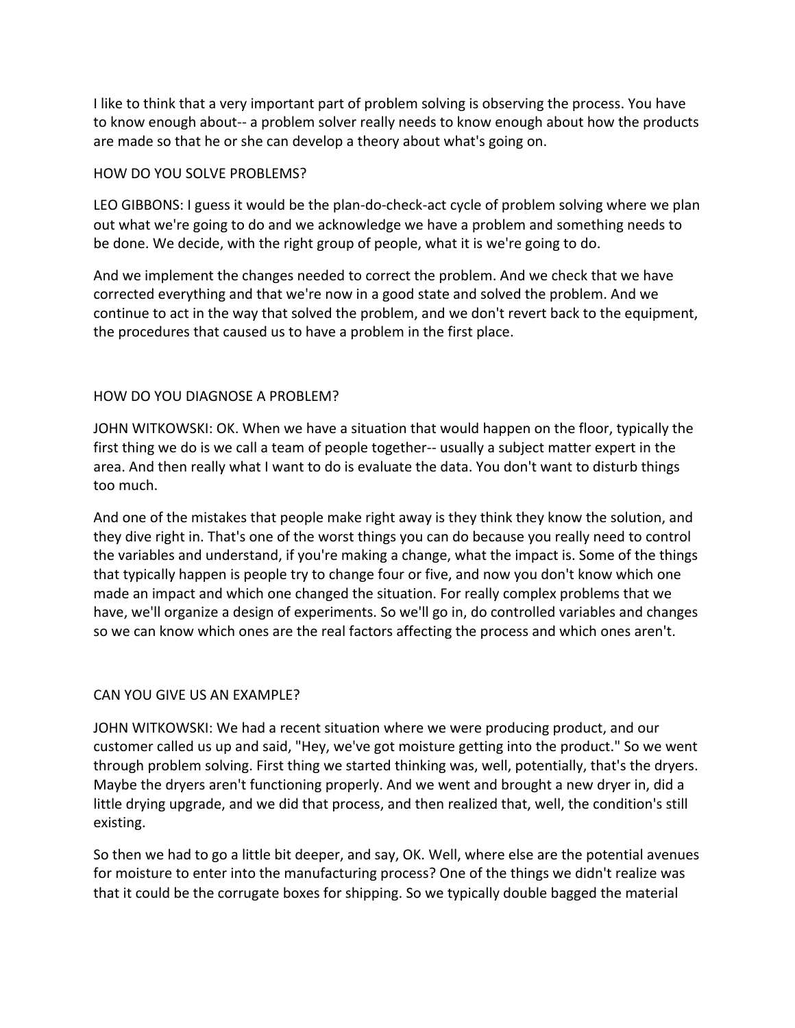I like to think that a very important part of problem solving is observing the process. You have to know enough about-- a problem solver really needs to know enough about how the products are made so that he or she can develop a theory about what's going on.

HOW DO YOU SOLVE PROBLEMS?

LEO GIBBONS: I guess it would be the plan-do-check-act cycle of problem solving where we plan out what we're going to do and we acknowledge we have a problem and something needs to be done. We decide, with the right group of people, what it is we're going to do.

And we implement the changes needed to correct the problem. And we check that we have corrected everything and that we're now in a good state and solved the problem. And we continue to act in the way that solved the problem, and we don't revert back to the equipment, the procedures that caused us to have a problem in the first place.

HOW DO YOU DIAGNOSE A PROBLEM?

JOHN WITKOWSKI: OK. When we have a situation that would happen on the floor, typically the first thing we do is we call a team of people together-- usually a subject matter expert in the area. And then really what I want to do is evaluate the data. You don't want to disturb things too much.

And one of the mistakes that people make right away is they think they know the solution, and they dive right in. That's one of the worst things you can do because you really need to control the variables and understand, if you're making a change, what the impact is. Some of the things that typically happen is people try to change four or five, and now you don't know which one made an impact and which one changed the situation. For really complex problems that we have, we'll organize a design of experiments. So we'll go in, do controlled variables and changes so we can know which ones are the real factors affecting the process and which ones aren't.

CAN YOU GIVE US AN EXAMPLE?

JOHN WITKOWSKI: We had a recent situation where we were producing product, and our customer called us up and said, "Hey, we've got moisture getting into the product." So we went through problem solving. First thing we started thinking was, well, potentially, that's the dryers. Maybe the dryers aren't functioning properly. And we went and brought a new dryer in, did a little drying upgrade, and we did that process, and then realized that, well, the condition's still existing.

So then we had to go a little bit deeper, and say, OK. Well, where else are the potential avenues for moisture to enter into the manufacturing process? One of the things we didn't realize was that it could be the corrugate boxes for shipping. So we typically double bagged the material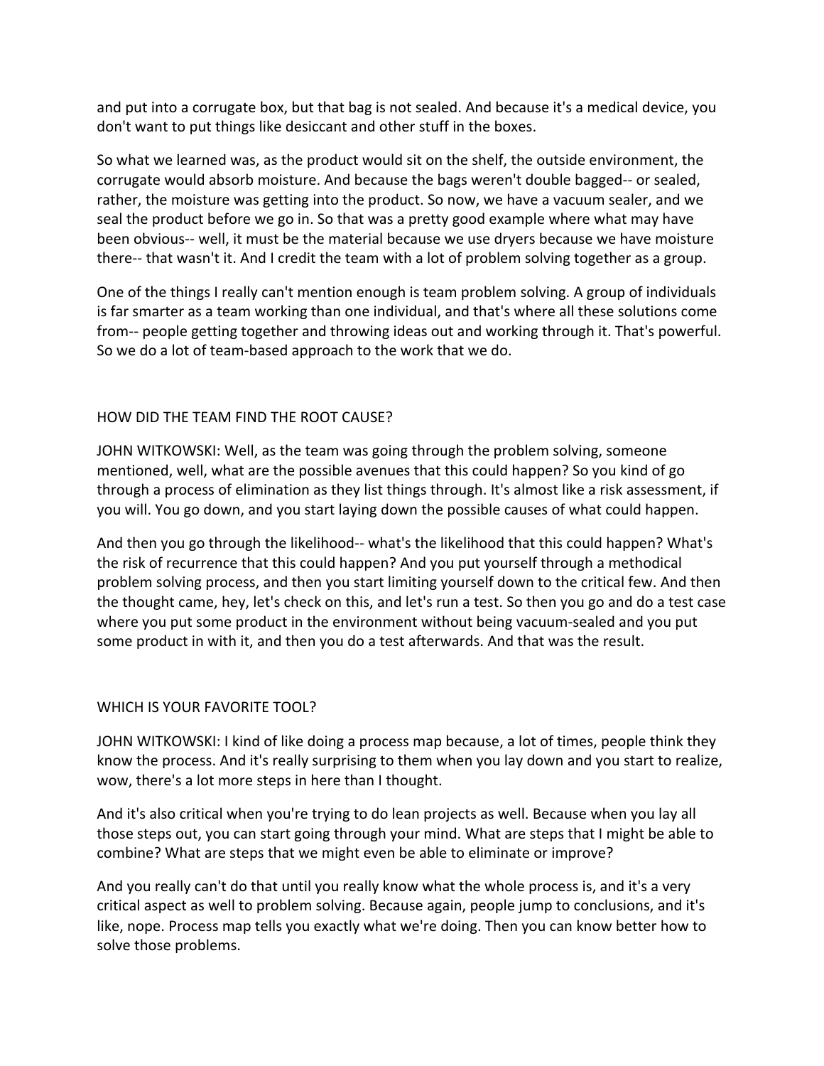and put into a corrugate box, but that bag is not sealed. And because it's a medical device, you don't want to put things like desiccant and other stuff in the boxes.

So what we learned was, as the product would sit on the shelf, the outside environment, the corrugate would absorb moisture. And because the bags weren't double bagged-- or sealed, rather, the moisture was getting into the product. So now, we have a vacuum sealer, and we seal the product before we go in. So that was a pretty good example where what may have been obvious-- well, it must be the material because we use dryers because we have moisture there-- that wasn't it. And I credit the team with a lot of problem solving together as a group.

One of the things I really can't mention enough is team problem solving. A group of individuals is far smarter as a team working than one individual, and that's where all these solutions come from-- people getting together and throwing ideas out and working through it. That's powerful. So we do a lot of team-based approach to the work that we do.

## HOW DID THE TEAM FIND THE ROOT CAUSE?

JOHN WITKOWSKI: Well, as the team was going through the problem solving, someone mentioned, well, what are the possible avenues that this could happen? So you kind of go through a process of elimination as they list things through. It's almost like a risk assessment, if you will. You go down, and you start laying down the possible causes of what could happen.

And then you go through the likelihood-- what's the likelihood that this could happen? What's the risk of recurrence that this could happen? And you put yourself through a methodical problem solving process, and then you start limiting yourself down to the critical few. And then the thought came, hey, let's check on this, and let's run a test. So then you go and do a test case where you put some product in the environment without being vacuum-sealed and you put some product in with it, and then you do a test afterwards. And that was the result.

## WHICH IS YOUR FAVORITE TOOL?

JOHN WITKOWSKI: I kind of like doing a process map because, a lot of times, people think they know the process. And it's really surprising to them when you lay down and you start to realize, wow, there's a lot more steps in here than I thought.

And it's also critical when you're trying to do lean projects as well. Because when you lay all those steps out, you can start going through your mind. What are steps that I might be able to combine? What are steps that we might even be able to eliminate or improve?

And you really can't do that until you really know what the whole process is, and it's a very critical aspect as well to problem solving. Because again, people jump to conclusions, and it's like, nope. Process map tells you exactly what we're doing. Then you can know better how to solve those problems.